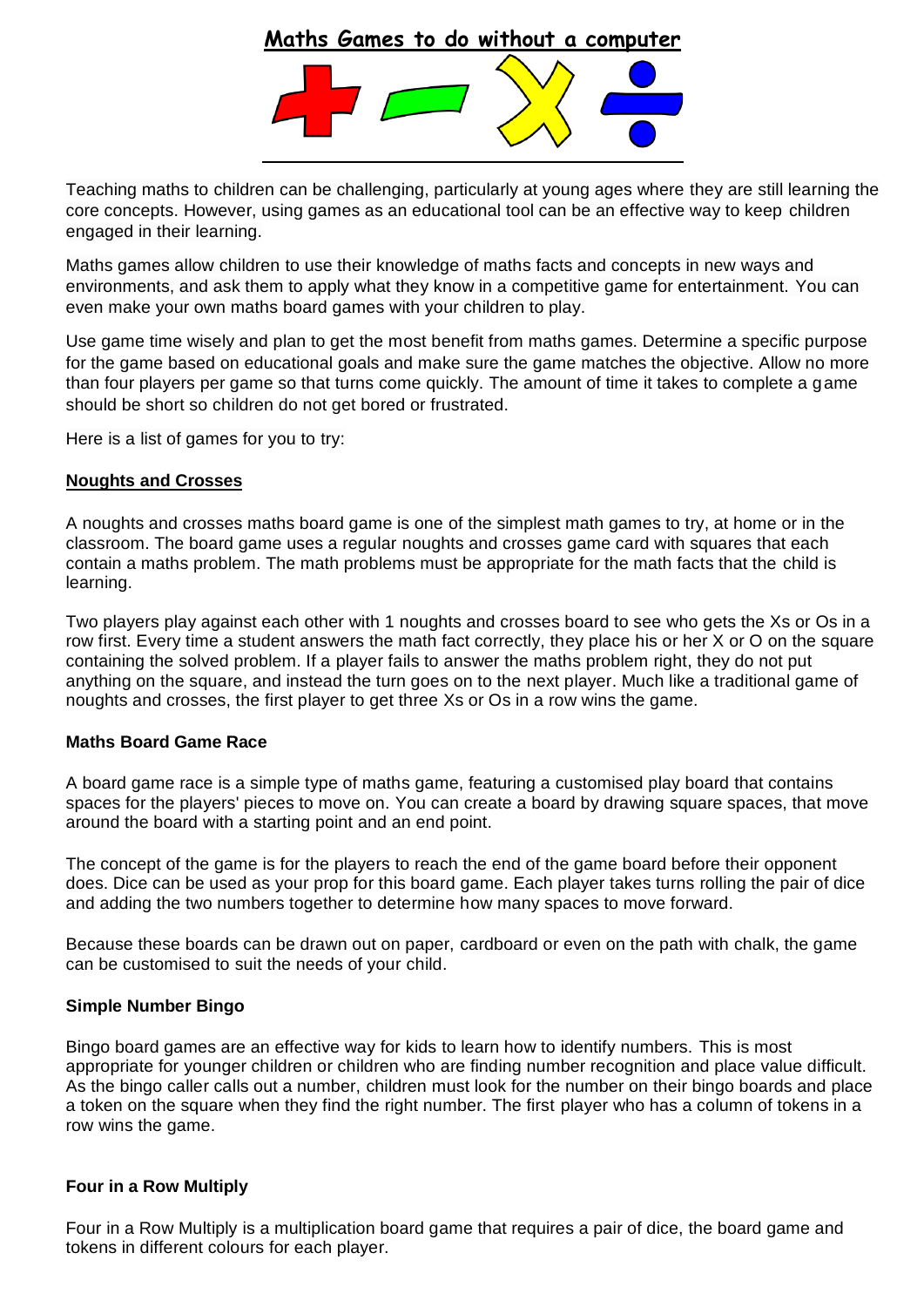# Maths Games to do without a computer

Teaching maths to children can be challenging, particularly at young ages where they are still learning the core concepts. However, using games as an educational tool can be an effective way to keep children engaged in their learning.

Maths games allow children to use their knowledge of maths facts and concepts in new ways and environments, and ask them to apply what they know in a competitive game for entertainment. You can even make your own maths board games with your children to play.

Use game time wisely and plan to get the most benefit from maths games. Determine a specific purpose for the game based on educational goals and make sure the game matches the objective. Allow no more than four players per game so that turns come quickly. The amount of time it takes to complete a game should be short so children do not get bored or frustrated.

Here is a list of games for you to try:

## Noughts and Crosses

A noughts and crosses maths board game is one of the simplest math games to try, at home or in the classroom. The board game uses a regular noughts and crosses game card with squares that each contain a maths problem. The math problems must be appropriate for the math facts that the child is learning.

Two players play against each other with 1 noughts and crosses board to see who gets the Xs or Os in a row first. Every time a student answers the math fact correctly, they place his or her X or O on the square containing the solved problem. If a player fails to answer the maths problem right, they do not put anything on the square, and instead the turn goes on to the next player. Much like a traditional game of noughts and crosses, the first player to get three Xs or Os in a row wins the game.

## Maths Board Game Race

A board game race is a simple type of maths game, featuring a customised play board that contains spaces for the players' pieces to move on. You can create a board by drawing square spaces, that move around the board with a starting point and an end point.

The concept of the game is for the players to reach the end of the game board before their opponent does. Dice can be used as your prop for this board game. Each player takes turns rolling the pair of dice and adding the two numbers together to determine how many spaces to move forward.

Because these boards can be drawn out on paper, cardboard or even on the path with chalk, the game can be customised to suit the needs of your child.

## Simple Number Bingo

Bingo board games are an effective way for kids to learn how to identify numbers. This is most appropriate for younger children or children who are finding number recognition and place value difficult. As the bingo caller calls out a number, children must look for the number on their bingo boards and place a token on the square when they find the right number. The first player who has a column of tokens in a row wins the game.

## Four in a Row Multiply

Four in a Row Multiply is a multiplication board game that requires a pair of dice, the board game and tokens in different colours for each player.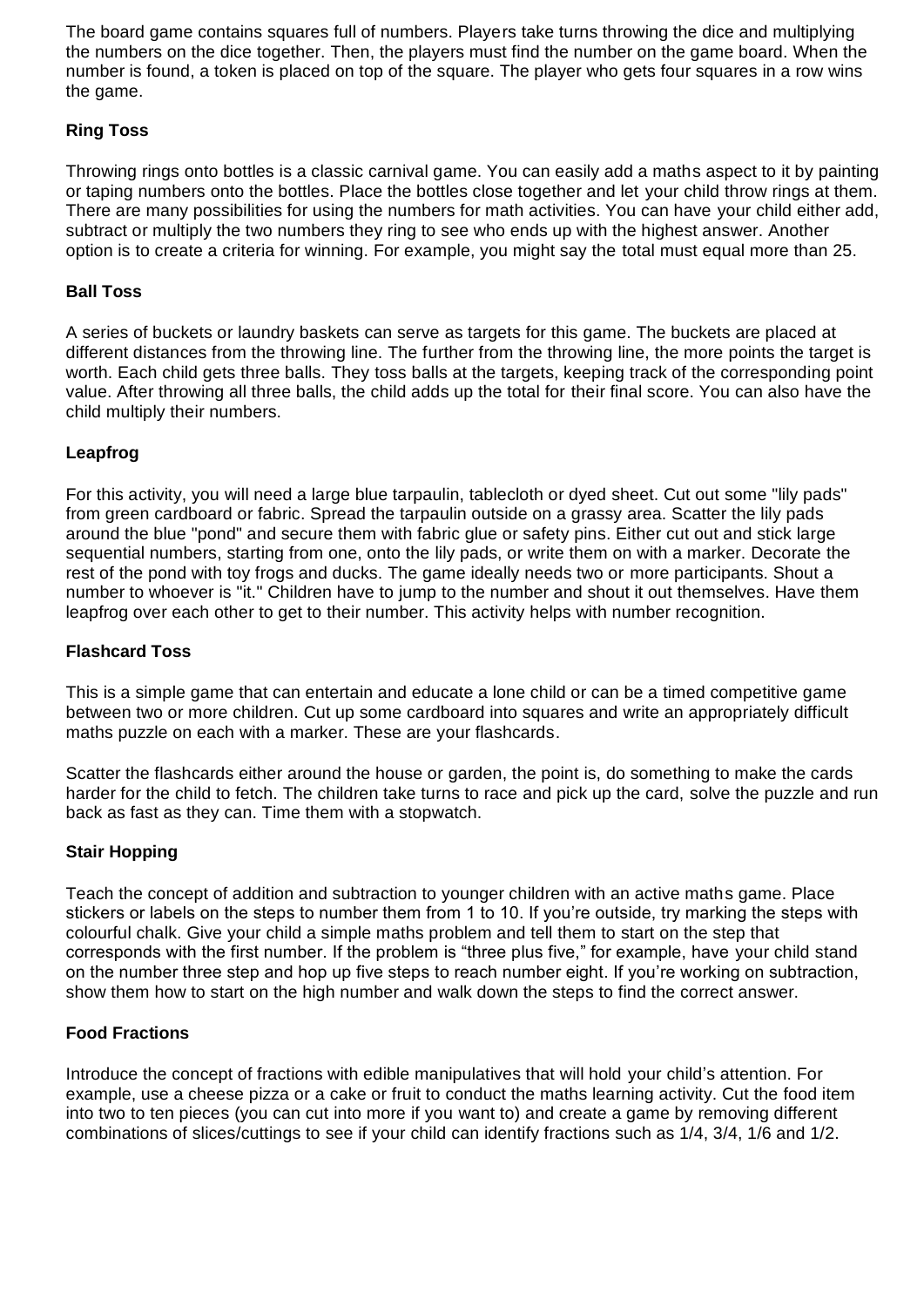The board game contains squares full of numbers. Players take turns throwing the dice and multiplying the numbers on the dice together. Then, the players must find the number on the game board. When the number is found, a token is placed on top of the square. The player who gets four squares in a row wins the game.

**Ring Toss**

Throwing rings onto bottles is a classic carnival game. You can easily add a maths aspect to it by painting or taping numbers onto the bottles. Place the bottles close together and let your child throw rings at them. There are many possibilities for using the numbers for math activities. You can have your child either add, subtract or multiply the two numbers they ring to see who ends up with the highest answer. Another option is to create a criteria for winning. For example, you might say the total must equal more than 25.

**Ball Toss**

A series of buckets or laundry baskets can serve as targets for this game. The buckets are placed at different distances from the throwing line. The further from the throwing line, the more points the target is worth. Each child gets three balls. They toss balls at the targets, keeping track of the corresponding point value. After throwing all three balls, the child adds up the total for their final score. You can also have the child multiply their numbers.

**Leapfrog**

For this activity, you will need a large blue tarpaulin, tablecloth or dyed sheet. Cut out some "lily pads" from green cardboard or fabric. Spread the tarpaulin outside on a grassy area. Scatter the lily pads around the blue "pond" and secure them with fabric glue or safety pins. Either cut out and stick large sequential numbers, starting from one, onto the lily pads, or write them on with a marker. Decorate the rest of the pond with toy frogs and ducks. The game ideally needs two or more participants. Shout a number to whoever is "it." Children have to jump to the number and shout it out themselves. Have them leapfrog over each other to get to their number. This activity helps with number recognition.

**Flashcard Toss**

This is a simple game that can entertain and educate a lone child or can be a timed competitive game between two or more children. Cut up some cardboard into squares and write an appropriately difficult maths puzzle on each with a marker. These are your flashcards.

Scatter the flashcards either around the house or garden, the point is, do something to make the cards harder for the child to fetch. The children take turns to race and pick up the card, solve the puzzle and run back as fast as they can. Time them with a stopwatch.

**Stair Hopping**

Teach the concept of addition and subtraction to younger children with an active maths game. Place stickers or labels on the steps to number them from 1 to 10. If you're outside, try marking the steps with colourful chalk. Give your child a simple maths problem and tell them to start on the step that corresponds with the first number. If the problem is "three plus five," for example, have your child stand on the number three step and hop up five steps to reach number eight. If you're working on subtraction, show them how to start on the high number and walk down the steps to find the correct answer.

**Food Fractions**

Introduce the concept of fractions with edible manipulatives that will hold your child's attention. For example, use a cheese pizza or a cake or fruit to conduct the maths learning activity. Cut the food item into two to ten pieces (you can cut into more if you want to) and create a game by removing different combinations of slices/cuttings to see if your child can identify fractions such as 1/4, 3/4, 1/6 and 1/2.